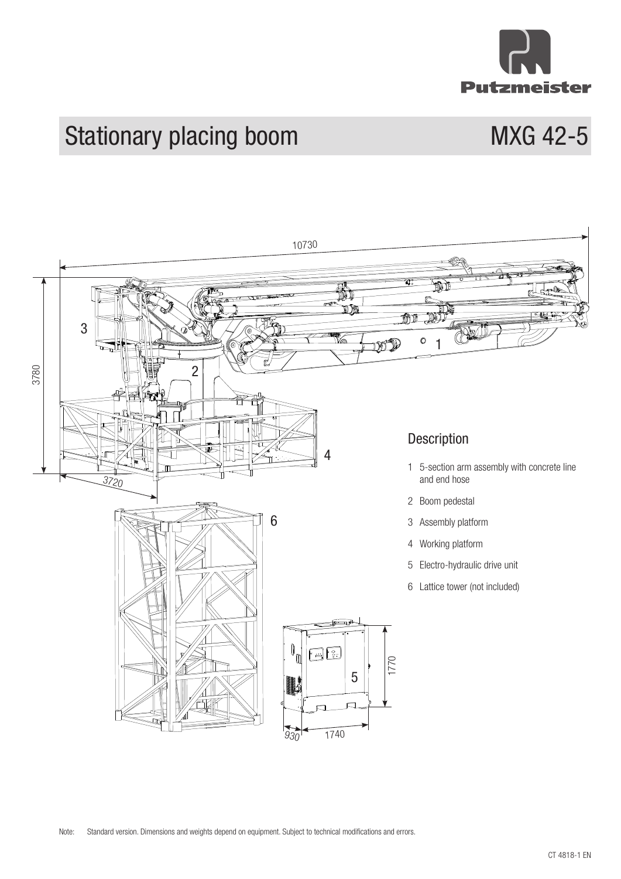# Stationary placing boom MXG 42-5

## Description

1. 5-section arm assembly with concrete line and end hose
2. Boom pedestal
3. Assembly platform
4. Working platform
5. Electro-hydraulic drive unit
6. Lattice tower (not included)

Note: Standard version. Dimensions and weights depend on equipment. Subject to technical modifications and errors.

CT 4818-1 EN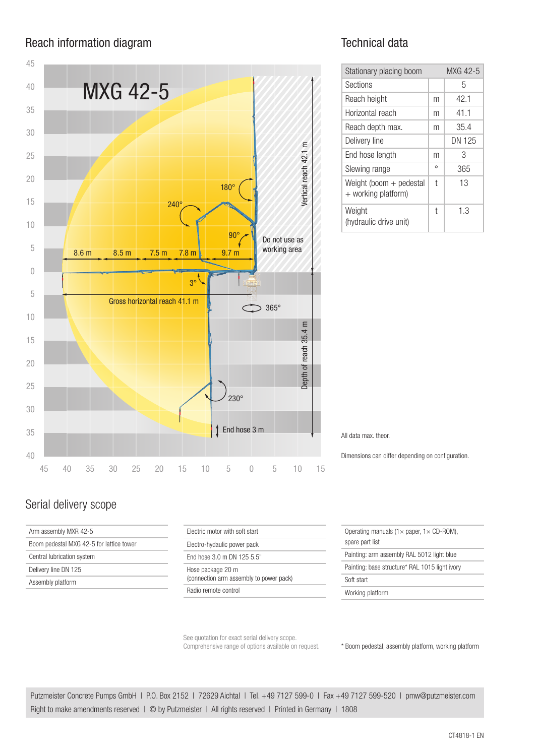## Reach information diagram

MXG 42-5

8.6 m
8.5 m
7.5 m
7.8 m
9.7 m

180°
240°
90°
3°
230°
365°

Vertical reach 42.1 m
Do not use as working area
Gross horizontal reach 41.1 m
Depth of reach 35.4 m
End hose 3 m

45
40
35
30
25
20
15
10
5
0
5
10
15
20
25
30
35
40

45 40 35 30 25 20 15 10 5 0 5 10 15

## Technical data

| Stationary placing boom | | MXG 42-5 |
|---|---|---|
| Sections | | 5 |
| Reach height | m | 42.1 |
| Horizontal reach | m | 41.1 |
| Reach depth max. | m | 35.4 |
| Delivery line | | DN 125 |
| End hose length | m | 3 |
| Slewing range | ° | 365 |
| Weight (boom + pedestal + working platform) | t | 13 |
| Weight (hydraulic drive unit) | t | 1.3 |

All data max. theor.

Dimensions can differ depending on configuration.

## Serial delivery scope

- Arm assembly MXR 42-5
- Boom pedestal MXG 42-5 for lattice tower
- Central lubrication system
- Delivery line DN 125
- Assembly platform

- Electric motor with soft start
- Electro-hydaulic power pack
- End hose 3.0 m DN 125 5.5"
- Hose package 20 m (connection arm assembly to power pack)
- Radio remote control

- Operating manuals (1× paper, 1× CD-ROM), spare part list
- Painting: arm assembly RAL 5012 light blue
- Painting: base structure* RAL 1015 light ivory
- Soft start
- Working platform

See quotation for exact serial delivery scope.
Comprehensive range of options available on request.

\* Boom pedestal, assembly platform, working platform

Putzmeister Concrete Pumps GmbH | P.O. Box 2152 | 72629 Aichtal | Tel. +49 7127 599-0 | Fax +49 7127 599-520 | pmw@putzmeister.com
Right to make amendments reserved | © by Putzmeister | All rights reserved | Printed in Germany | 1808

CT4818-1 EN